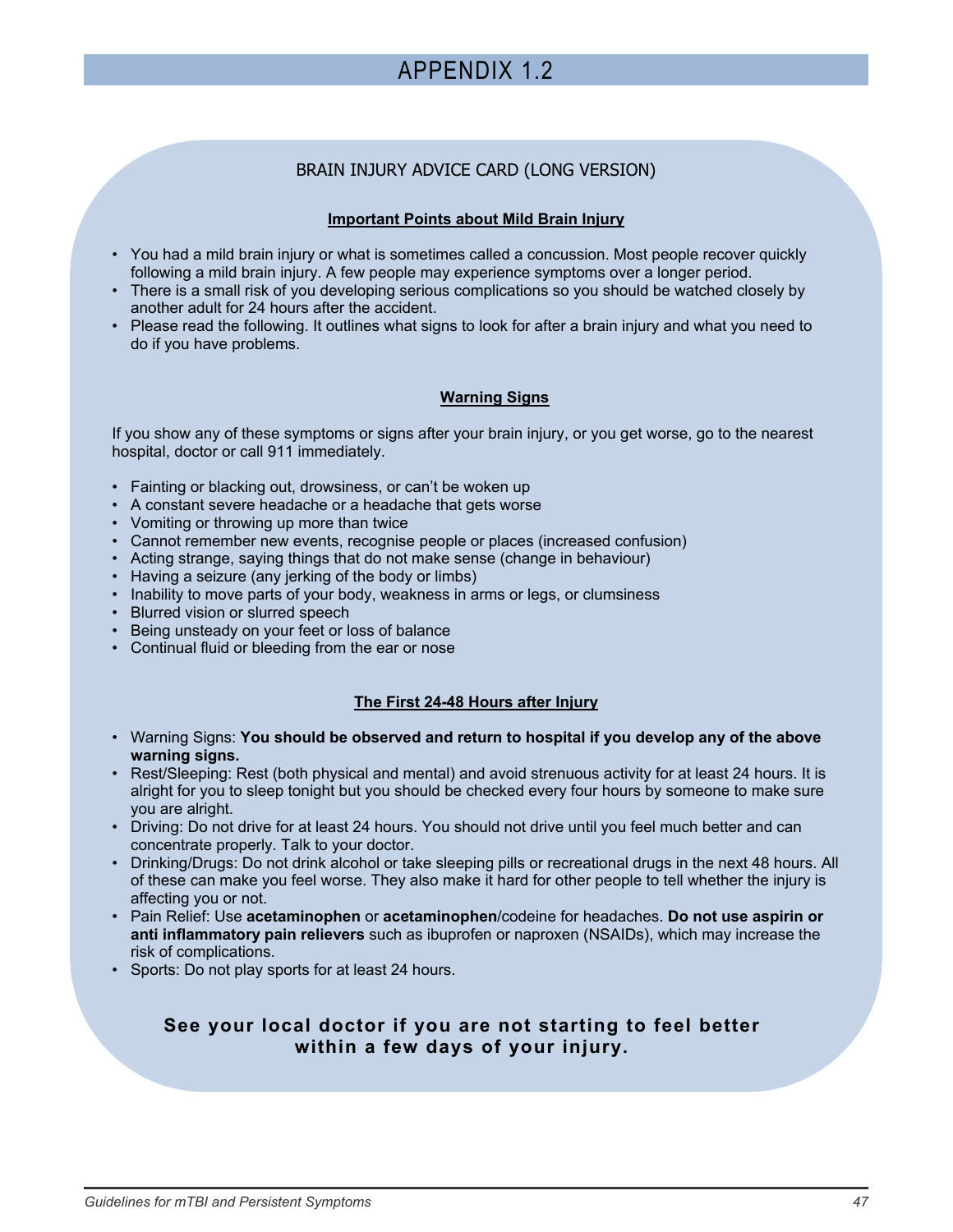# APPENDIX 1.2

## BRAIN INJURY ADVICE CARD (LONG VERSION)

### Important Points about Mild Brain Injury

- You had a mild brain injury or what is sometimes called a concussion. Most people recover quickly following a mild brain injury. A few people may experience symptoms over a longer period.
- There is a small risk of you developing serious complications so you should be watched closely by another adult for 24 hours after the accident.
- Please read the following. It outlines what signs to look for after a brain injury and what you need to do if you have problems.

### Warning Signs

If you show any of these symptoms or signs after your brain injury, or you get worse, go to the nearest hospital, doctor or call 911 immediately.

- Fainting or blacking out, drowsiness, or can't be woken up
- A constant severe headache or a headache that gets worse
- Vomiting or throwing up more than twice
- Cannot remember new events, recognise people or places (increased confusion)
- Acting strange, saying things that do not make sense (change in behaviour)
- Having a seizure (any jerking of the body or limbs)
- Inability to move parts of your body, weakness in arms or legs, or clumsiness
- Blurred vision or slurred speech
- Being unsteady on your feet or loss of balance
- Continual fluid or bleeding from the ear or nose

### The First 24-48 Hours after Injury

- Warning Signs: **You should be observed and return to hospital if you develop any of the above warning signs.**
- Rest/Sleeping: Rest (both physical and mental) and avoid strenuous activity for at least 24 hours. It is alright for you to sleep tonight but you should be checked every four hours by someone to make sure you are alright.
- Driving: Do not drive for at least 24 hours. You should not drive until you feel much better and can concentrate properly. Talk to your doctor.
- Drinking/Drugs: Do not drink alcohol or take sleeping pills or recreational drugs in the next 48 hours. All of these can make you feel worse. They also make it hard for other people to tell whether the injury is affecting you or not.
- Pain Relief: Use **acetaminophen** or **acetaminophen**/codeine for headaches. **Do not use aspirin or anti inflammatory pain relievers** such as ibuprofen or naproxen (NSAIDs), which may increase the risk of complications.
- Sports: Do not play sports for at least 24 hours.

**See your local doctor if you are not starting to feel better within a few days of your injury.**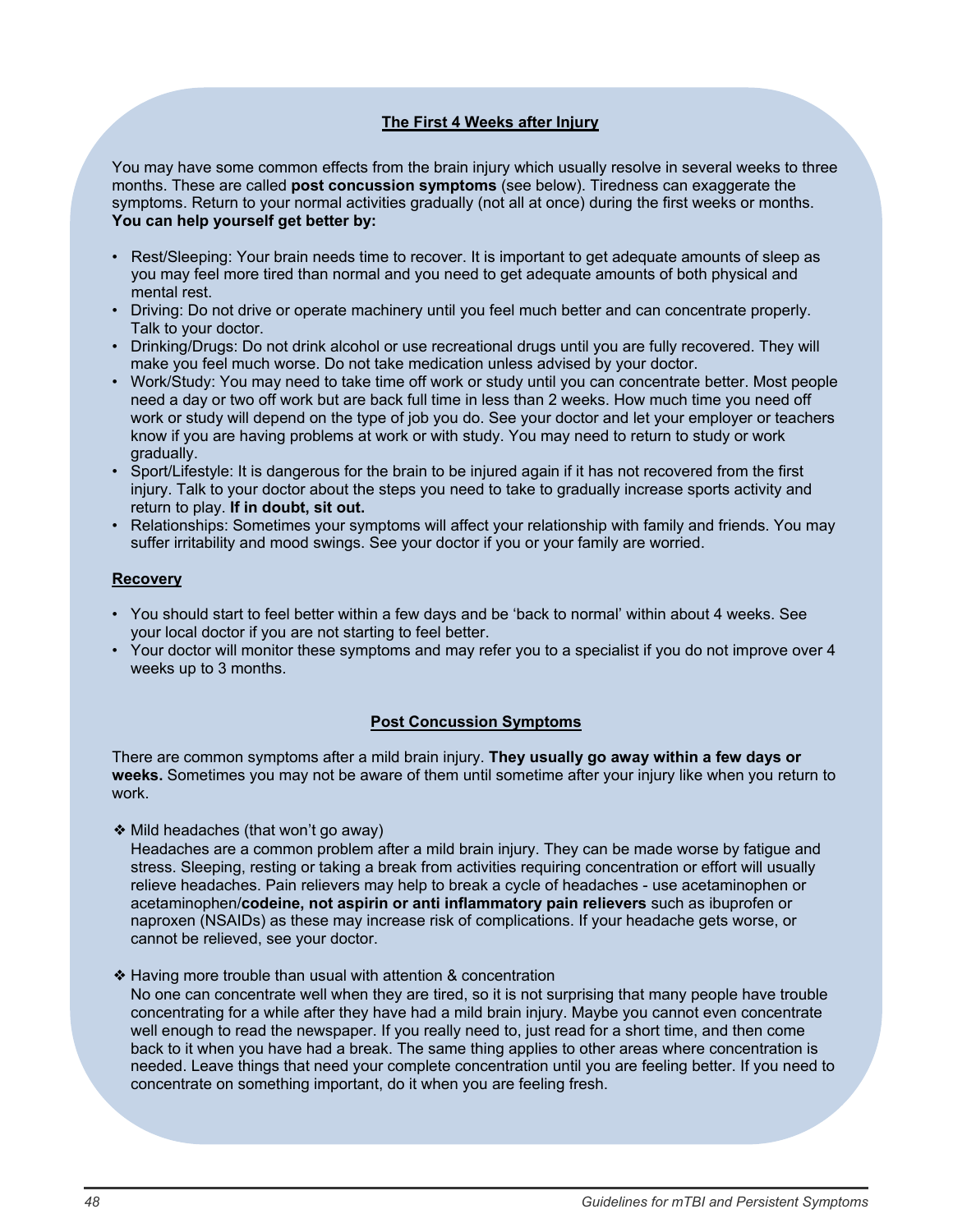## The First 4 Weeks after Injury

You may have some common effects from the brain injury which usually resolve in several weeks to three months. These are called **post concussion symptoms** (see below). Tiredness can exaggerate the symptoms. Return to your normal activities gradually (not all at once) during the first weeks or months.
**You can help yourself get better by:**

- Rest/Sleeping: Your brain needs time to recover. It is important to get adequate amounts of sleep as you may feel more tired than normal and you need to get adequate amounts of both physical and mental rest.
- Driving: Do not drive or operate machinery until you feel much better and can concentrate properly. Talk to your doctor.
- Drinking/Drugs: Do not drink alcohol or use recreational drugs until you are fully recovered. They will make you feel much worse. Do not take medication unless advised by your doctor.
- Work/Study: You may need to take time off work or study until you can concentrate better. Most people need a day or two off work but are back full time in less than 2 weeks. How much time you need off work or study will depend on the type of job you do. See your doctor and let your employer or teachers know if you are having problems at work or with study. You may need to return to study or work gradually.
- Sport/Lifestyle: It is dangerous for the brain to be injured again if it has not recovered from the first injury. Talk to your doctor about the steps you need to take to gradually increase sports activity and return to play. **If in doubt, sit out.**
- Relationships: Sometimes your symptoms will affect your relationship with family and friends. You may suffer irritability and mood swings. See your doctor if you or your family are worried.

### Recovery

- You should start to feel better within a few days and be ‘back to normal’ within about 4 weeks. See your local doctor if you are not starting to feel better.
- Your doctor will monitor these symptoms and may refer you to a specialist if you do not improve over 4 weeks up to 3 months.

## Post Concussion Symptoms

There are common symptoms after a mild brain injury. **They usually go away within a few days or weeks.** Sometimes you may not be aware of them until sometime after your injury like when you return to work.

❖ Mild headaches (that won’t go away)
Headaches are a common problem after a mild brain injury. They can be made worse by fatigue and stress. Sleeping, resting or taking a break from activities requiring concentration or effort will usually relieve headaches. Pain relievers may help to break a cycle of headaches - use acetaminophen or acetaminophen/**codeine, not aspirin or anti inflammatory pain relievers** such as ibuprofen or naproxen (NSAIDs) as these may increase risk of complications. If your headache gets worse, or cannot be relieved, see your doctor.

❖ Having more trouble than usual with attention & concentration
No one can concentrate well when they are tired, so it is not surprising that many people have trouble concentrating for a while after they have had a mild brain injury. Maybe you cannot even concentrate well enough to read the newspaper. If you really need to, just read for a short time, and then come back to it when you have had a break. The same thing applies to other areas where concentration is needed. Leave things that need your complete concentration until you are feeling better. If you need to concentrate on something important, do it when you are feeling fresh.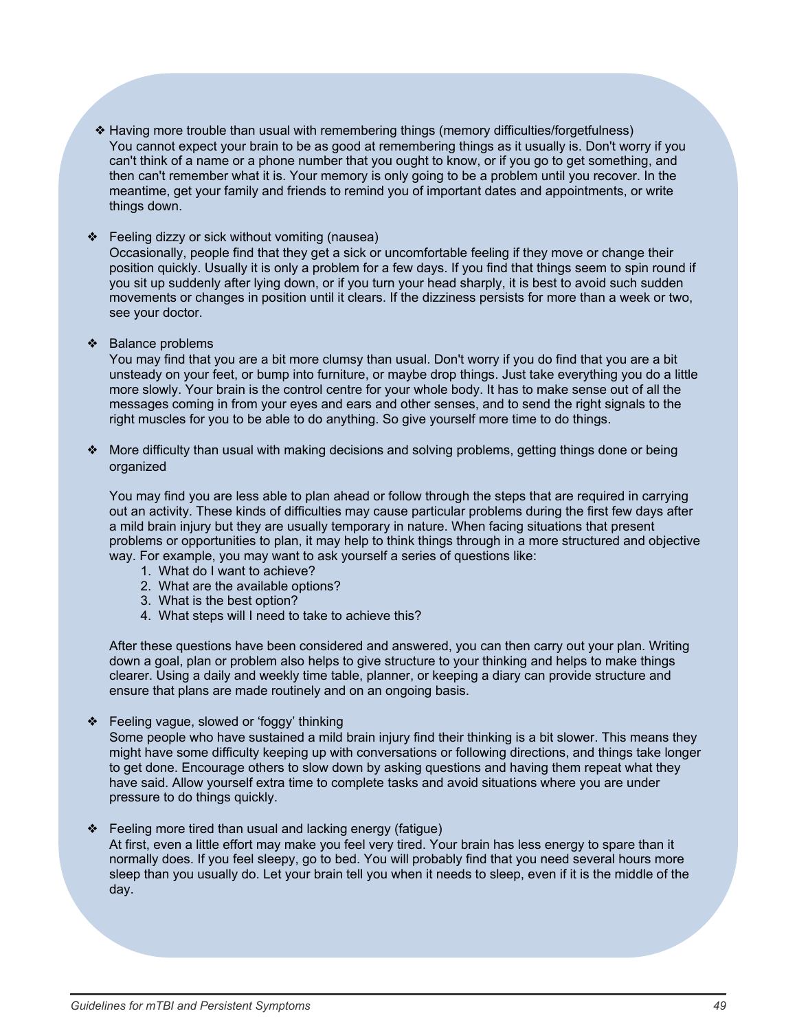- Having more trouble than usual with remembering things (memory difficulties/forgetfulness)
  You cannot expect your brain to be as good at remembering things as it usually is. Don't worry if you can't think of a name or a phone number that you ought to know, or if you go to get something, and then can't remember what it is. Your memory is only going to be a problem until you recover. In the meantime, get your family and friends to remind you of important dates and appointments, or write things down.

- Feeling dizzy or sick without vomiting (nausea)
  Occasionally, people find that they get a sick or uncomfortable feeling if they move or change their position quickly. Usually it is only a problem for a few days. If you find that things seem to spin round if you sit up suddenly after lying down, or if you turn your head sharply, it is best to avoid such sudden movements or changes in position until it clears. If the dizziness persists for more than a week or two, see your doctor.

- Balance problems
  You may find that you are a bit more clumsy than usual. Don't worry if you do find that you are a bit unsteady on your feet, or bump into furniture, or maybe drop things. Just take everything you do a little more slowly. Your brain is the control centre for your whole body. It has to make sense out of all the messages coming in from your eyes and ears and other senses, and to send the right signals to the right muscles for you to be able to do anything. So give yourself more time to do things.

- More difficulty than usual with making decisions and solving problems, getting things done or being organized

  You may find you are less able to plan ahead or follow through the steps that are required in carrying out an activity. These kinds of difficulties may cause particular problems during the first few days after a mild brain injury but they are usually temporary in nature. When facing situations that present problems or opportunities to plan, it may help to think things through in a more structured and objective way. For example, you may want to ask yourself a series of questions like:
  1. What do I want to achieve?
  2. What are the available options?
  3. What is the best option?
  4. What steps will I need to take to achieve this?

  After these questions have been considered and answered, you can then carry out your plan. Writing down a goal, plan or problem also helps to give structure to your thinking and helps to make things clearer. Using a daily and weekly time table, planner, or keeping a diary can provide structure and ensure that plans are made routinely and on an ongoing basis.

- Feeling vague, slowed or 'foggy' thinking
  Some people who have sustained a mild brain injury find their thinking is a bit slower. This means they might have some difficulty keeping up with conversations or following directions, and things take longer to get done. Encourage others to slow down by asking questions and having them repeat what they have said. Allow yourself extra time to complete tasks and avoid situations where you are under pressure to do things quickly.

- Feeling more tired than usual and lacking energy (fatigue)
  At first, even a little effort may make you feel very tired. Your brain has less energy to spare than it normally does. If you feel sleepy, go to bed. You will probably find that you need several hours more sleep than you usually do. Let your brain tell you when it needs to sleep, even if it is the middle of the day.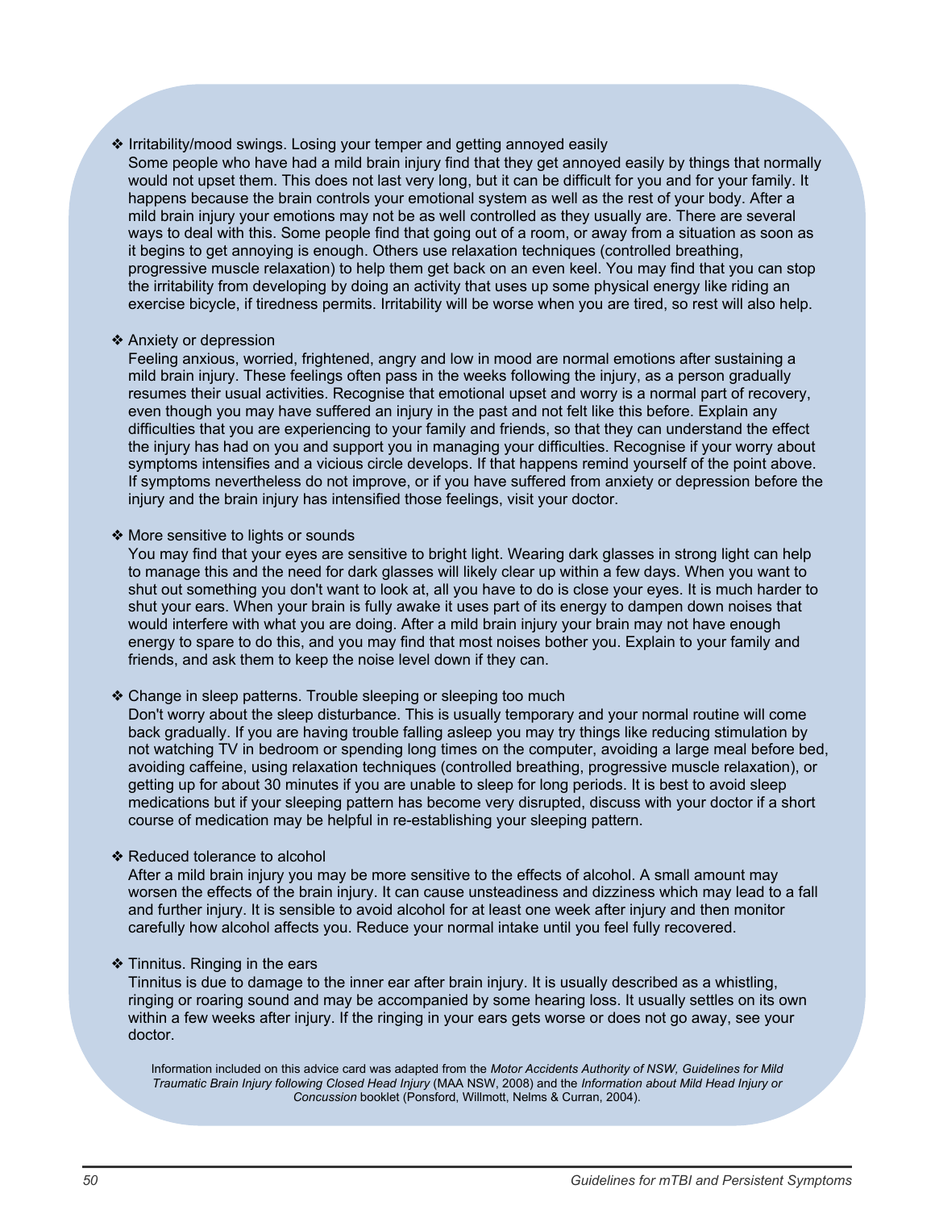❖ Irritability/mood swings. Losing your temper and getting annoyed easily

Some people who have had a mild brain injury find that they get annoyed easily by things that normally would not upset them. This does not last very long, but it can be difficult for you and for your family. It happens because the brain controls your emotional system as well as the rest of your body. After a mild brain injury your emotions may not be as well controlled as they usually are. There are several ways to deal with this. Some people find that going out of a room, or away from a situation as soon as it begins to get annoying is enough. Others use relaxation techniques (controlled breathing, progressive muscle relaxation) to help them get back on an even keel. You may find that you can stop the irritability from developing by doing an activity that uses up some physical energy like riding an exercise bicycle, if tiredness permits. Irritability will be worse when you are tired, so rest will also help.

❖ Anxiety or depression

Feeling anxious, worried, frightened, angry and low in mood are normal emotions after sustaining a mild brain injury. These feelings often pass in the weeks following the injury, as a person gradually resumes their usual activities. Recognise that emotional upset and worry is a normal part of recovery, even though you may have suffered an injury in the past and not felt like this before. Explain any difficulties that you are experiencing to your family and friends, so that they can understand the effect the injury has had on you and support you in managing your difficulties. Recognise if your worry about symptoms intensifies and a vicious circle develops. If that happens remind yourself of the point above. If symptoms nevertheless do not improve, or if you have suffered from anxiety or depression before the injury and the brain injury has intensified those feelings, visit your doctor.

❖ More sensitive to lights or sounds

You may find that your eyes are sensitive to bright light. Wearing dark glasses in strong light can help to manage this and the need for dark glasses will likely clear up within a few days. When you want to shut out something you don't want to look at, all you have to do is close your eyes. It is much harder to shut your ears. When your brain is fully awake it uses part of its energy to dampen down noises that would interfere with what you are doing. After a mild brain injury your brain may not have enough energy to spare to do this, and you may find that most noises bother you. Explain to your family and friends, and ask them to keep the noise level down if they can.

❖ Change in sleep patterns. Trouble sleeping or sleeping too much

Don't worry about the sleep disturbance. This is usually temporary and your normal routine will come back gradually. If you are having trouble falling asleep you may try things like reducing stimulation by not watching TV in bedroom or spending long times on the computer, avoiding a large meal before bed, avoiding caffeine, using relaxation techniques (controlled breathing, progressive muscle relaxation), or getting up for about 30 minutes if you are unable to sleep for long periods. It is best to avoid sleep medications but if your sleeping pattern has become very disrupted, discuss with your doctor if a short course of medication may be helpful in re-establishing your sleeping pattern.

❖ Reduced tolerance to alcohol

After a mild brain injury you may be more sensitive to the effects of alcohol. A small amount may worsen the effects of the brain injury. It can cause unsteadiness and dizziness which may lead to a fall and further injury. It is sensible to avoid alcohol for at least one week after injury and then monitor carefully how alcohol affects you. Reduce your normal intake until you feel fully recovered.

❖ Tinnitus. Ringing in the ears

Tinnitus is due to damage to the inner ear after brain injury. It is usually described as a whistling, ringing or roaring sound and may be accompanied by some hearing loss. It usually settles on its own within a few weeks after injury. If the ringing in your ears gets worse or does not go away, see your doctor.

Information included on this advice card was adapted from the *Motor Accidents Authority of NSW, Guidelines for Mild Traumatic Brain Injury following Closed Head Injury* (MAA NSW, 2008) and the *Information about Mild Head Injury or Concussion* booklet (Ponsford, Willmott, Nelms & Curran, 2004).